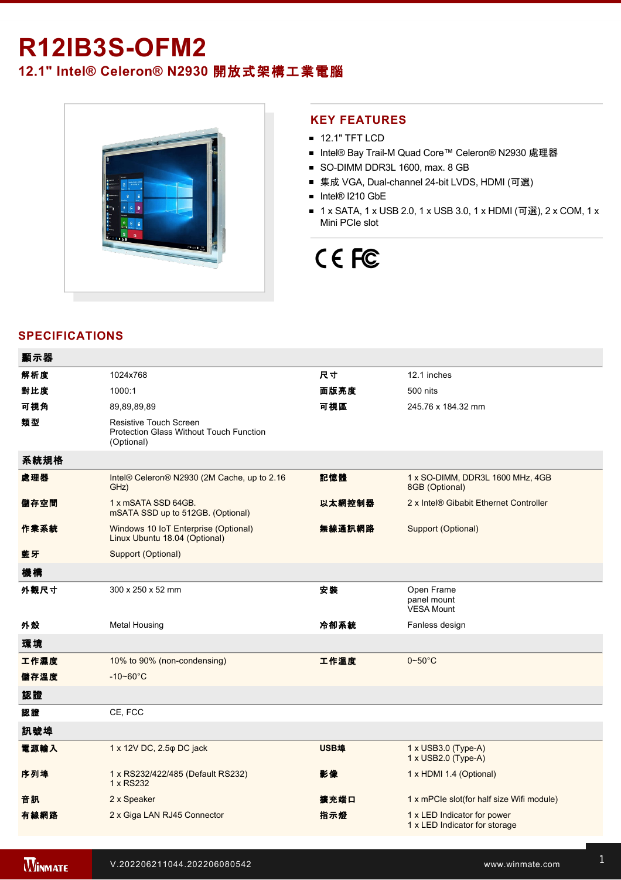# R12IB3S-OFM2

## 12.1" Intel® Celeron® N2930 開放式架構工業電腦

## KEY FEATURES

- 12.1" TFT LCD
- Intel® Bay Trail-M Quad Core™ Celeron® N2930 處理器
- SO-DIMM DDR3L 1600, max. 8 GB
- 集成 VGA, Dual-channel 24-bit LVDS, HDMI (可選)
- Intel® I210 GbE
- 1 x SATA, 1 x USB 2.0, 1 x USB 3.0, 1 x HDMI (可選), 2 x COM, 1 x Mini PCIe slot

## SPECIFICATIONS

| 顯示器 | | | |
|---|---|---|---|
| 解析度 | 1024x768 | 尺寸 | 12.1 inches |
| 對比度 | 1000:1 | 面版亮度 | 500 nits |
| 可視角 | 89,89,89,89 | 可視區 | 245.76 x 184.32 mm |
| 類型 | Resistive Touch Screen<br>Protection Glass Without Touch Function (Optional) | | |
| **系統規格** | | | |
| 處理器 | Intel® Celeron® N2930 (2M Cache, up to 2.16 GHz) | 記憶體 | 1 x SO-DIMM, DDR3L 1600 MHz, 4GB<br>8GB (Optional) |
| 儲存空間 | 1 x mSATA SSD 64GB.<br>mSATA SSD up to 512GB. (Optional) | 以太網控制器 | 2 x Intel® Gibabit Ethernet Controller |
| 作業系統 | Windows 10 IoT Enterprise (Optional)<br>Linux Ubuntu 18.04 (Optional) | 無線通訊網路 | Support (Optional) |
| 藍牙 | Support (Optional) | | |
| **機構** | | | |
| 外觀尺寸 | 300 x 250 x 52 mm | 安裝 | Open Frame<br>panel mount<br>VESA Mount |
| 外殼 | Metal Housing | 冷卻系統 | Fanless design |
| **環境** | | | |
| 工作濕度 | 10% to 90% (non-condensing) | 工作溫度 | 0~50°C |
| 儲存溫度 | -10~60°C | | |
| **認證** | | | |
| 認證 | CE, FCC | | |
| **訊號埠** | | | |
| 電源輸入 | 1 x 12V DC, 2.5φ DC jack | USB埠 | 1 x USB3.0 (Type-A)<br>1 x USB2.0 (Type-A) |
| 序列埠 | 1 x RS232/422/485 (Default RS232)<br>1 x RS232 | 影像 | 1 x HDMI 1.4 (Optional) |
| 音訊 | 2 x Speaker | 擴充端口 | 1 x mPCIe slot(for half size Wifi module) |
| 有線網路 | 2 x Giga LAN RJ45 Connector | 指示燈 | 1 x LED Indicator for power<br>1 x LED Indicator for storage |

V.202206211044.202206080542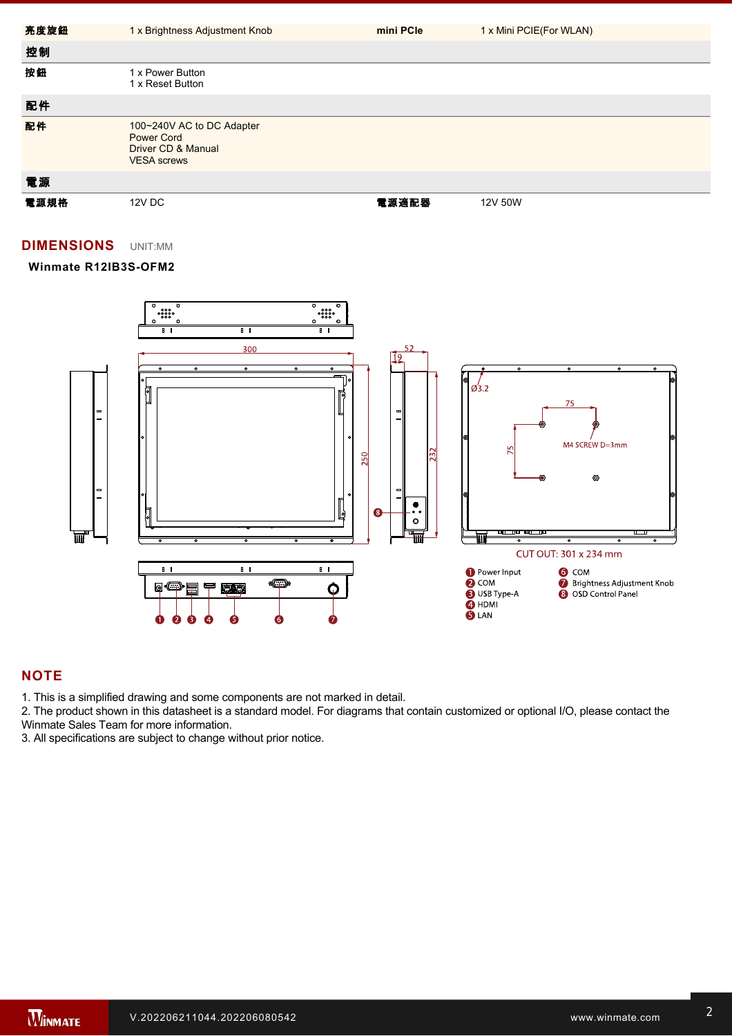| | | | |
|---|---|---|---|
| 亮度旋鈕 | 1 x Brightness Adjustment Knob | mini PCIe | 1 x Mini PCIE(For WLAN) |

## 控制

| | |
|---|---|
| 按鈕 | 1 x Power Button<br>1 x Reset Button |

## 配件

| | |
|---|---|
| 配件 | 100~240V AC to DC Adapter<br>Power Cord<br>Driver CD & Manual<br>VESA screws |

## 電源

| | | | |
|---|---|---|---|
| 電源規格 | 12V DC | 電源適配器 | 12V 50W |

## DIMENSIONS UNIT:MM

**Winmate R12IB3S-OFM2**

300
52
19
250
232
Ø3.2
75
75
M4 SCREW D=3mm
CUT OUT: 301 x 234 mm

1 Power Input
2 COM
3 USB Type-A
4 HDMI
5 LAN
6 COM
7 Brightness Adjustment Knob
8 OSD Control Panel

## NOTE

1. This is a simplified drawing and some components are not marked in detail.
2. The product shown in this datasheet is a standard model. For diagrams that contain customized or optional I/O, please contact the Winmate Sales Team for more information.
3. All specifications are subject to change without prior notice.